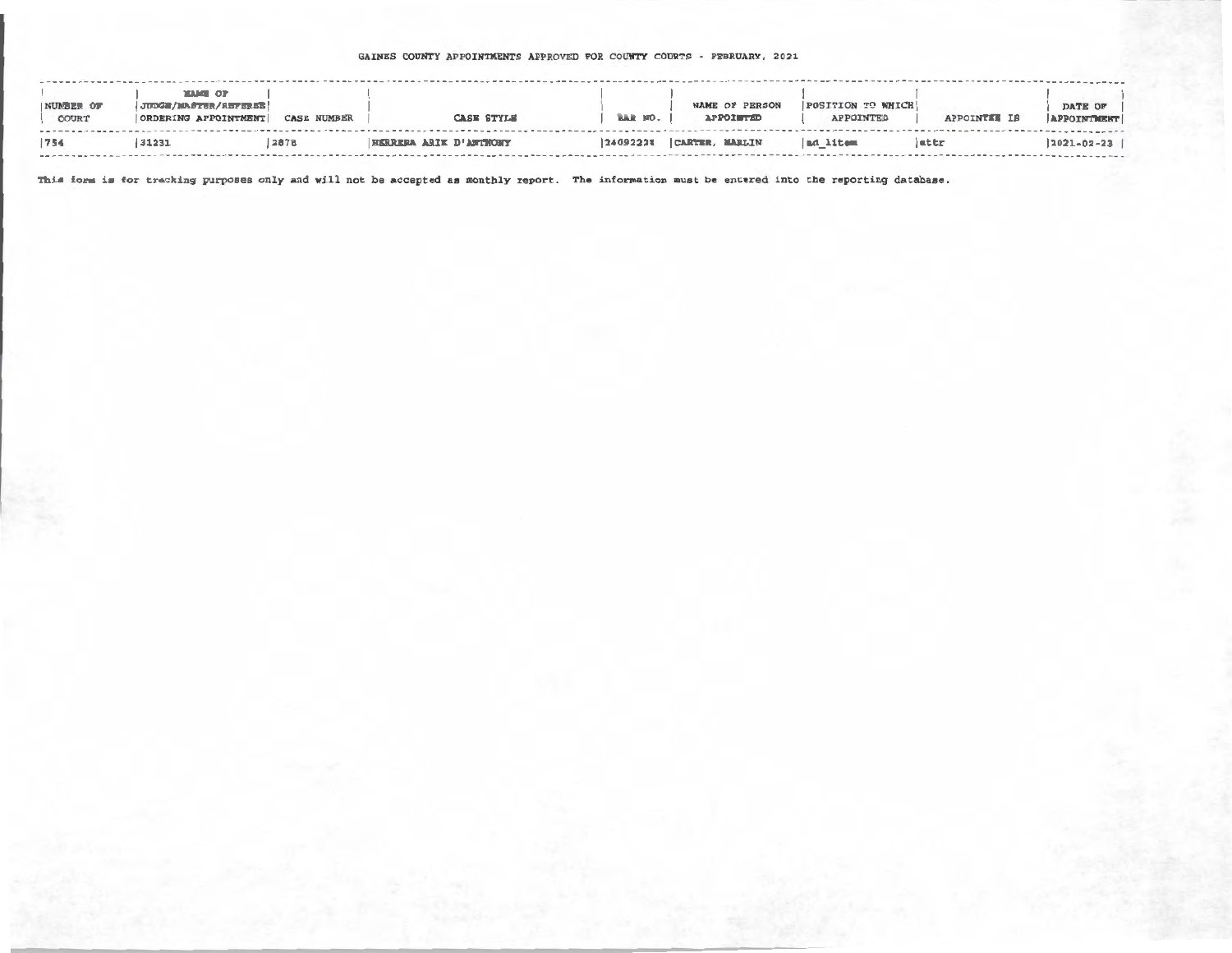GAINES COUNTY APPOINTMENTS APPROVED FOR COUNTY COURTS - FEBRUARY, 2021

| NUMBER OF COURT | NAME OF JUDGE/MASTER/REFEREE ORDERING APPOINTMENT | CASE NUMBER | CASE STYLE | BAR NO. | NAME OF PERSON APPOINTED | POSITION TO WHICH APPOINTED | APPOINTEE IS | DATE OF APPOINTMENT |
|---|---|---|---|---|---|---|---|---|
| 754 | 31231 | 2878 | HERRERA ARIK D'ANTHONY | 24092228 | CARTER, MARLIN | ad_litem | attr | 2021-02-23 |

This form is for tracking purposes only and will not be accepted as monthly report. The information must be entered into the reporting database.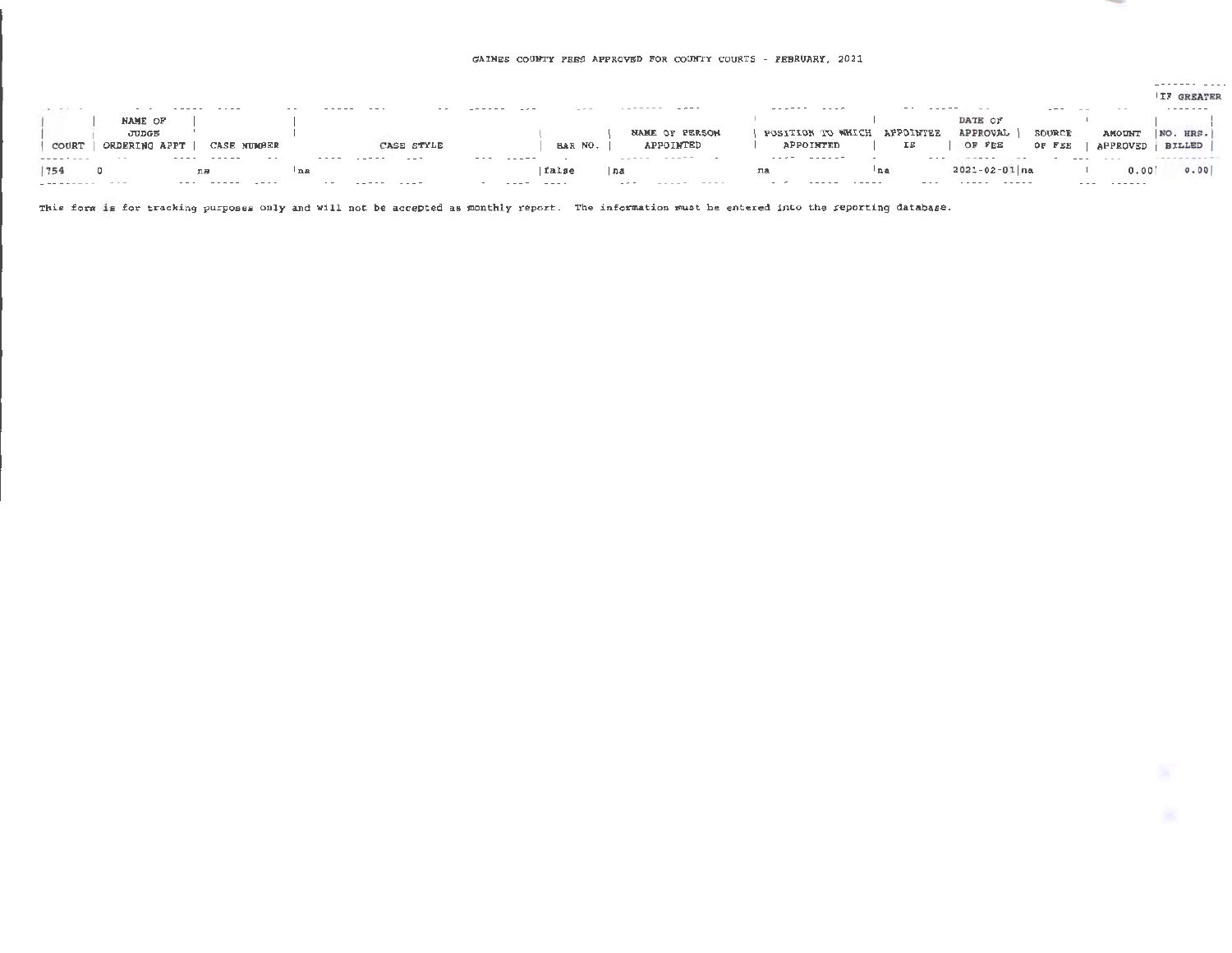GAINES COUNTY FEES APPROVED FOR COUNTY COURTS - FEBRUARY, 2021

| COURT | NAME OF JUDGE ORDERING APPT | CASE NUMBER | CASE STYLE | BAR NO. | NAME OF PERSON APPOINTED | POSITION TO WHICH APPOINTED | APPOINTEE IS | DATE OF APPROVAL OF FEE | SOURCE OF FEE | AMOUNT APPROVED | IF GREATER NO. HRS. BILLED |
|---|---|---|---|---|---|---|---|---|---|---|---|
| 754 | 0 | na | na | false | na | na | na | 2021-02-01 | na | 0.00 | 0.00 |

This form is for tracking purposes only and will not be accepted as monthly report. The information must be entered into the reporting database.